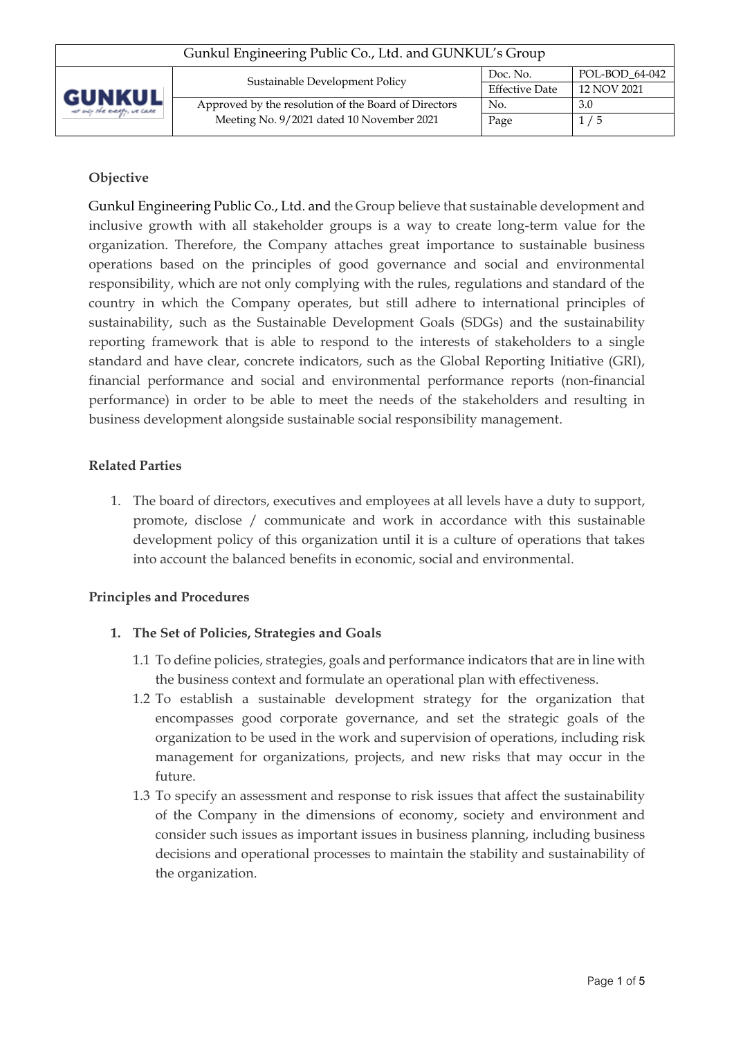| Gunkul Engineering Public Co., Ltd. and GUNKUL's Group | | | |
|---|---|---|---|
| GUNKUL | Sustainable Development Policy | Doc. No. | POL-BOD_64-042 |
| | | Effective Date | 12 NOV 2021 |
| | Approved by the resolution of the Board of Directors Meeting No. 9/2021 dated 10 November 2021 | No. | 3.0 |
| | | Page | 1 / 5 |

**Objective**

Gunkul Engineering Public Co., Ltd. and the Group believe that sustainable development and inclusive growth with all stakeholder groups is a way to create long-term value for the organization. Therefore, the Company attaches great importance to sustainable business operations based on the principles of good governance and social and environmental responsibility, which are not only complying with the rules, regulations and standard of the country in which the Company operates, but still adhere to international principles of sustainability, such as the Sustainable Development Goals (SDGs) and the sustainability reporting framework that is able to respond to the interests of stakeholders to a single standard and have clear, concrete indicators, such as the Global Reporting Initiative (GRI), financial performance and social and environmental performance reports (non-financial performance) in order to be able to meet the needs of the stakeholders and resulting in business development alongside sustainable social responsibility management.

**Related Parties**

1. The board of directors, executives and employees at all levels have a duty to support, promote, disclose / communicate and work in accordance with this sustainable development policy of this organization until it is a culture of operations that takes into account the balanced benefits in economic, social and environmental.

**Principles and Procedures**

1. **The Set of Policies, Strategies and Goals**
   - 1.1 To define policies, strategies, goals and performance indicators that are in line with the business context and formulate an operational plan with effectiveness.
   - 1.2 To establish a sustainable development strategy for the organization that encompasses good corporate governance, and set the strategic goals of the organization to be used in the work and supervision of operations, including risk management for organizations, projects, and new risks that may occur in the future.
   - 1.3 To specify an assessment and response to risk issues that affect the sustainability of the Company in the dimensions of economy, society and environment and consider such issues as important issues in business planning, including business decisions and operational processes to maintain the stability and sustainability of the organization.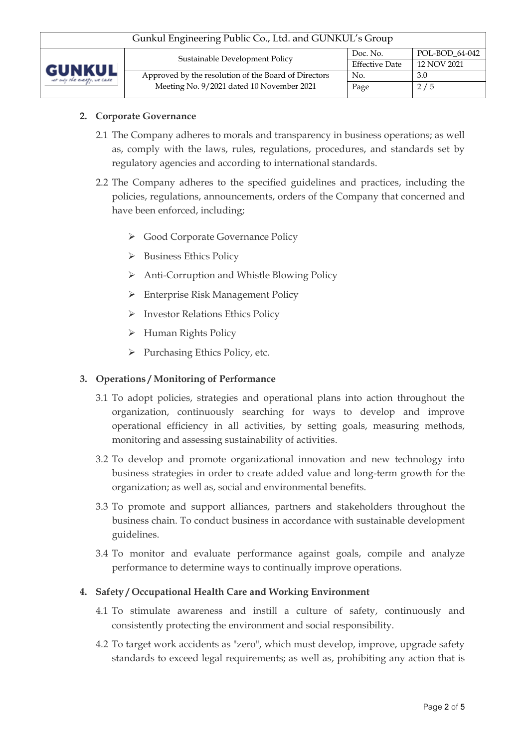## 2. Corporate Governance

2.1 The Company adheres to morals and transparency in business operations; as well as, comply with the laws, rules, regulations, procedures, and standards set by regulatory agencies and according to international standards.

2.2 The Company adheres to the specified guidelines and practices, including the policies, regulations, announcements, orders of the Company that concerned and have been enforced, including;

- Good Corporate Governance Policy
- Business Ethics Policy
- Anti-Corruption and Whistle Blowing Policy
- Enterprise Risk Management Policy
- Investor Relations Ethics Policy
- Human Rights Policy
- Purchasing Ethics Policy, etc.

## 3. Operations / Monitoring of Performance

3.1 To adopt policies, strategies and operational plans into action throughout the organization, continuously searching for ways to develop and improve operational efficiency in all activities, by setting goals, measuring methods, monitoring and assessing sustainability of activities.

3.2 To develop and promote organizational innovation and new technology into business strategies in order to create added value and long-term growth for the organization; as well as, social and environmental benefits.

3.3 To promote and support alliances, partners and stakeholders throughout the business chain. To conduct business in accordance with sustainable development guidelines.

3.4 To monitor and evaluate performance against goals, compile and analyze performance to determine ways to continually improve operations.

## 4. Safety / Occupational Health Care and Working Environment

4.1 To stimulate awareness and instill a culture of safety, continuously and consistently protecting the environment and social responsibility.

4.2 To target work accidents as "zero", which must develop, improve, upgrade safety standards to exceed legal requirements; as well as, prohibiting any action that is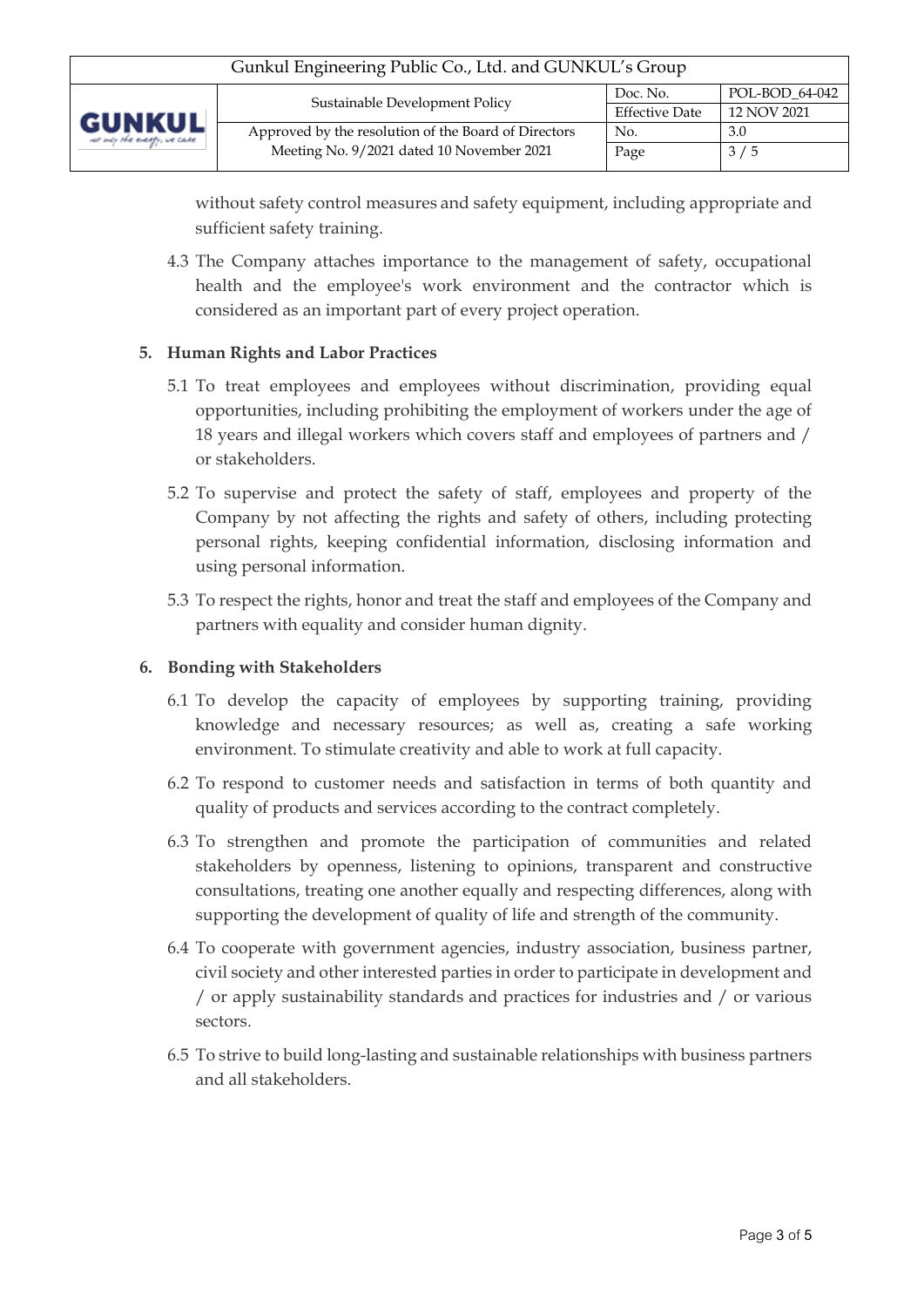without safety control measures and safety equipment, including appropriate and sufficient safety training.

4.3 The Company attaches importance to the management of safety, occupational health and the employee's work environment and the contractor which is considered as an important part of every project operation.

## 5. Human Rights and Labor Practices

5.1 To treat employees and employees without discrimination, providing equal opportunities, including prohibiting the employment of workers under the age of 18 years and illegal workers which covers staff and employees of partners and / or stakeholders.

5.2 To supervise and protect the safety of staff, employees and property of the Company by not affecting the rights and safety of others, including protecting personal rights, keeping confidential information, disclosing information and using personal information.

5.3 To respect the rights, honor and treat the staff and employees of the Company and partners with equality and consider human dignity.

## 6. Bonding with Stakeholders

6.1 To develop the capacity of employees by supporting training, providing knowledge and necessary resources; as well as, creating a safe working environment. To stimulate creativity and able to work at full capacity.

6.2 To respond to customer needs and satisfaction in terms of both quantity and quality of products and services according to the contract completely.

6.3 To strengthen and promote the participation of communities and related stakeholders by openness, listening to opinions, transparent and constructive consultations, treating one another equally and respecting differences, along with supporting the development of quality of life and strength of the community.

6.4 To cooperate with government agencies, industry association, business partner, civil society and other interested parties in order to participate in development and / or apply sustainability standards and practices for industries and / or various sectors.

6.5 To strive to build long-lasting and sustainable relationships with business partners and all stakeholders.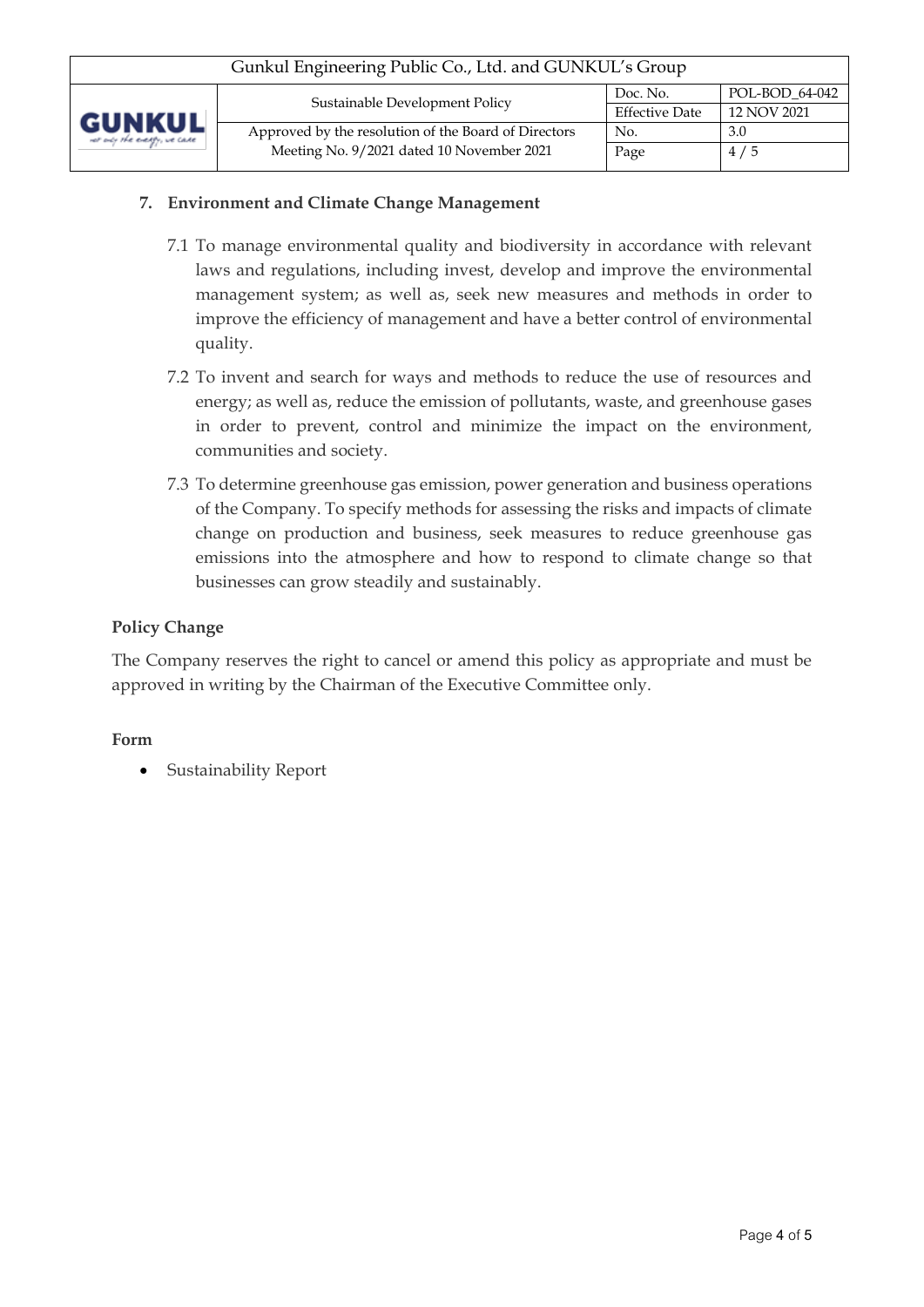## 7. Environment and Climate Change Management

7.1 To manage environmental quality and biodiversity in accordance with relevant laws and regulations, including invest, develop and improve the environmental management system; as well as, seek new measures and methods in order to improve the efficiency of management and have a better control of environmental quality.

7.2 To invent and search for ways and methods to reduce the use of resources and energy; as well as, reduce the emission of pollutants, waste, and greenhouse gases in order to prevent, control and minimize the impact on the environment, communities and society.

7.3 To determine greenhouse gas emission, power generation and business operations of the Company. To specify methods for assessing the risks and impacts of climate change on production and business, seek measures to reduce greenhouse gas emissions into the atmosphere and how to respond to climate change so that businesses can grow steadily and sustainably.

**Policy Change**

The Company reserves the right to cancel or amend this policy as appropriate and must be approved in writing by the Chairman of the Executive Committee only.

**Form**

- Sustainability Report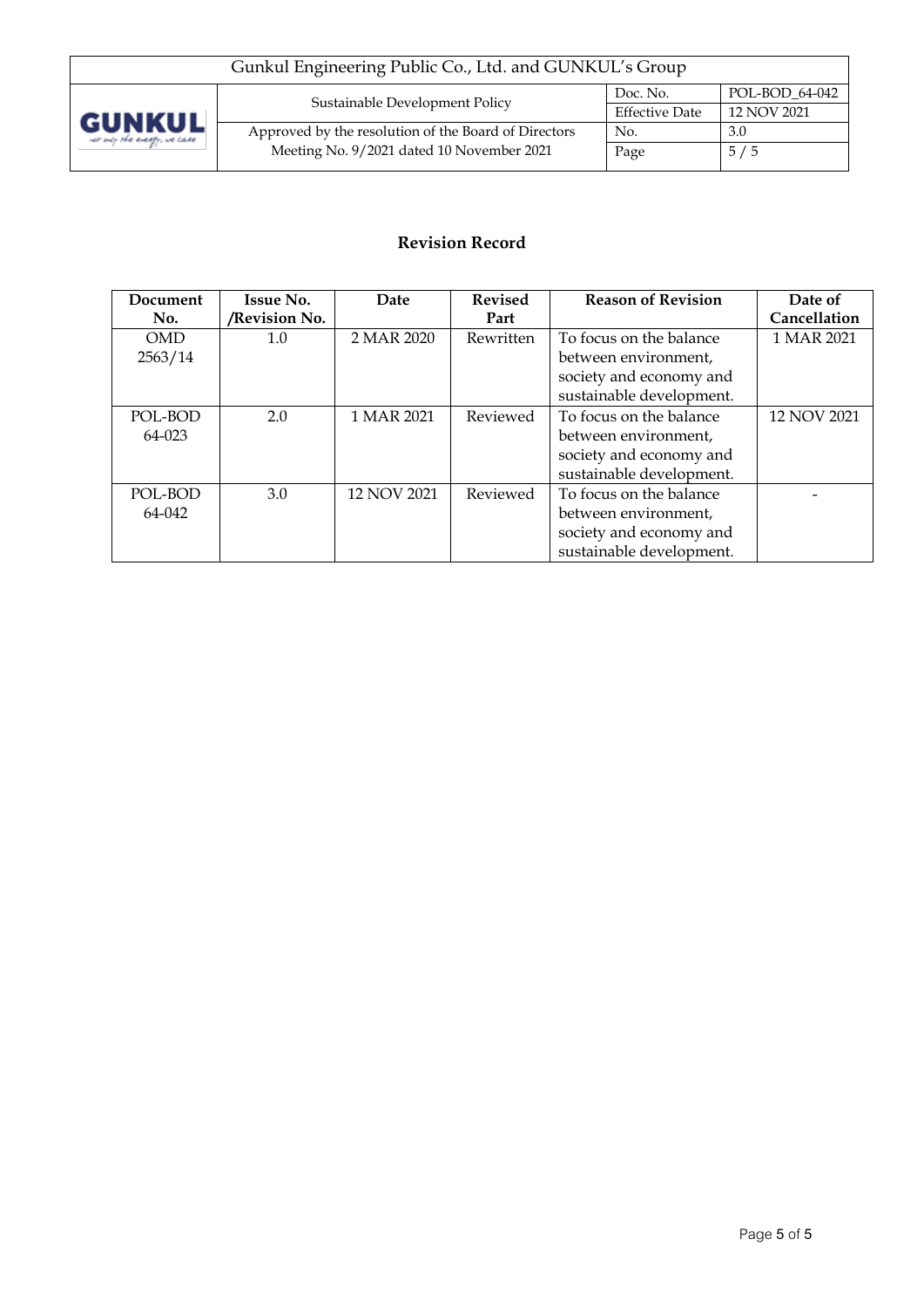## Revision Record

| Document No. | Issue No. /Revision No. | Date | Revised Part | Reason of Revision | Date of Cancellation |
|---|---|---|---|---|---|
| OMD 2563/14 | 1.0 | 2 MAR 2020 | Rewritten | To focus on the balance between environment, society and economy and sustainable development. | 1 MAR 2021 |
| POL-BOD 64-023 | 2.0 | 1 MAR 2021 | Reviewed | To focus on the balance between environment, society and economy and sustainable development. | 12 NOV 2021 |
| POL-BOD 64-042 | 3.0 | 12 NOV 2021 | Reviewed | To focus on the balance between environment, society and economy and sustainable development. | - |